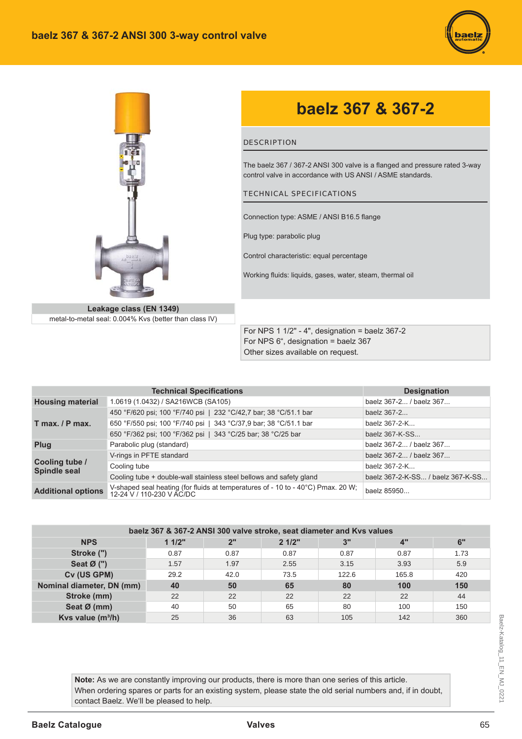# baelz 367 & 367-2 ANSI 300 3-way control valve

## baelz 367 & 367-2

### DESCRIPTION

The baelz 367 / 367-2 ANSI 300 valve is a flanged and pressure rated 3-way control valve in accordance with US ANSI / ASME standards.

### TECHNICAL SPECIFICATIONS

Connection type: ASME / ANSI B16.5 flange

Plug type: parabolic plug

Control characteristic: equal percentage

Working fluids: liquids, gases, water, steam, thermal oil

| Leakage class (EN 1349) |
| --- |
| metal-to-metal seal: 0.004% Kvs (better than class IV) |

For NPS 1 1/2" - 4", designation = baelz 367-2
For NPS 6", designation = baelz 367
Other sizes available on request.

| Technical Specifications | | Designation |
| --- | --- | --- |
| **Housing material** | 1.0619 (1.0432) / SA216WCB (SA105) | baelz 367-2... / baelz 367... |
| **T max. / P max.** | 450 °F/620 psi; 100 °F/740 psi \| 232 °C/42,7 bar; 38 °C/51.1 bar | baelz 367-2... |
| | 650 °F/550 psi; 100 °F/740 psi \| 343 °C/37,9 bar; 38 °C/51.1 bar | baelz 367-2-K... |
| | 650 °F/362 psi; 100 °F/362 psi \| 343 °C/25 bar; 38 °C/25 bar | baelz 367-K-SS... |
| **Plug** | Parabolic plug (standard) | baelz 367-2... / baelz 367... |
| **Cooling tube / Spindle seal** | V-rings in PFTE standard | baelz 367-2... / baelz 367... |
| | Cooling tube | baelz 367-2-K... |
| | Cooling tube + double-wall stainless steel bellows and safety gland | baelz 367-2-K-SS... / baelz 367-K-SS... |
| **Additional options** | V-shaped seal heating (for fluids at temperatures of - 10 to - 40°C) Pmax. 20 W; 12-24 V / 110-230 V AC/DC | baelz 85950... |

| baelz 367 & 367-2 ANSI 300 valve stroke, seat diameter and Kvs values | | | | | | |
| --- | --- | --- | --- | --- | --- | --- |
| **NPS** | **1 1/2"** | **2"** | **2 1/2"** | **3"** | **4"** | **6"** |
| **Stroke (")** | 0.87 | 0.87 | 0.87 | 0.87 | 0.87 | 1.73 |
| **Seat Ø (")** | 1.57 | 1.97 | 2.55 | 3.15 | 3.93 | 5.9 |
| **Cv (US GPM)** | 29.2 | 42.0 | 73.5 | 122.6 | 165.8 | 420 |
| **Nominal diameter, DN (mm)** | **40** | **50** | **65** | **80** | **100** | **150** |
| **Stroke (mm)** | 22 | 22 | 22 | 22 | 22 | 44 |
| **Seat Ø (mm)** | 40 | 50 | 65 | 80 | 100 | 150 |
| **Kvs value (m³/h)** | 25 | 36 | 63 | 105 | 142 | 360 |

**Note:** As we are constantly improving our products, there is more than one series of this article.
When ordering spares or parts for an existing system, please state the old serial numbers and, if in doubt, contact Baelz. We'll be pleased to help.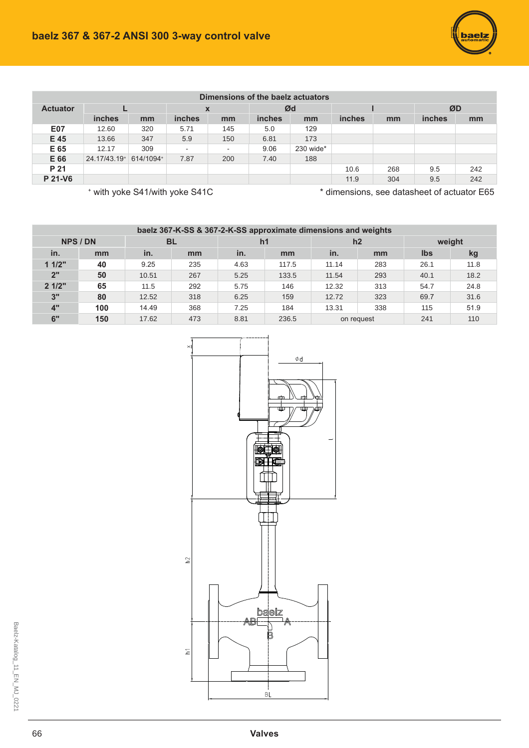# baelz 367 & 367-2 ANSI 300 3-way control valve

| Dimensions of the baelz actuators | | | | | | | | | | |
|---|---|---|---|---|---|---|---|---|---|---|
| Actuator | L | | x | | Ød | | l | | ØD | |
| | inches | mm | inches | mm | inches | mm | inches | mm | inches | mm |
| E07 | 12.60 | 320 | 5.71 | 145 | 5.0 | 129 | | | | |
| E 45 | 13.66 | 347 | 5.9 | 150 | 6.81 | 173 | | | | |
| E 65 | 12.17 | 309 | - | - | 9.06 | 230 wide* | | | | |
| E 66 | 24.17/43.19+ | 614/1094+ | 7.87 | 200 | 7.40 | 188 | | | | |
| P 21 | | | | | | | 10.6 | 268 | 9.5 | 242 |
| P 21-V6 | | | | | | | 11.9 | 304 | 9.5 | 242 |

+ with yoke S41/with yoke S41C

* dimensions, see datasheet of actuator E65

| baelz 367-K-SS & 367-2-K-SS approximate dimensions and weights | | | | | | | | | |
|---|---|---|---|---|---|---|---|---|---|
| NPS / DN | | BL | | h1 | | h2 | | weight | |
| in. | mm | in. | mm | in. | mm | in. | mm | lbs | kg |
| 1 1/2" | 40 | 9.25 | 235 | 4.63 | 117.5 | 11.14 | 283 | 26.1 | 11.8 |
| 2" | 50 | 10.51 | 267 | 5.25 | 133.5 | 11.54 | 293 | 40.1 | 18.2 |
| 2 1/2" | 65 | 11.5 | 292 | 5.75 | 146 | 12.32 | 313 | 54.7 | 24.8 |
| 3" | 80 | 12.52 | 318 | 6.25 | 159 | 12.72 | 323 | 69.7 | 31.6 |
| 4" | 100 | 14.49 | 368 | 7.25 | 184 | 13.31 | 338 | 115 | 51.9 |
| 6" | 150 | 17.62 | 473 | 8.81 | 236.5 | on request | | 241 | 110 |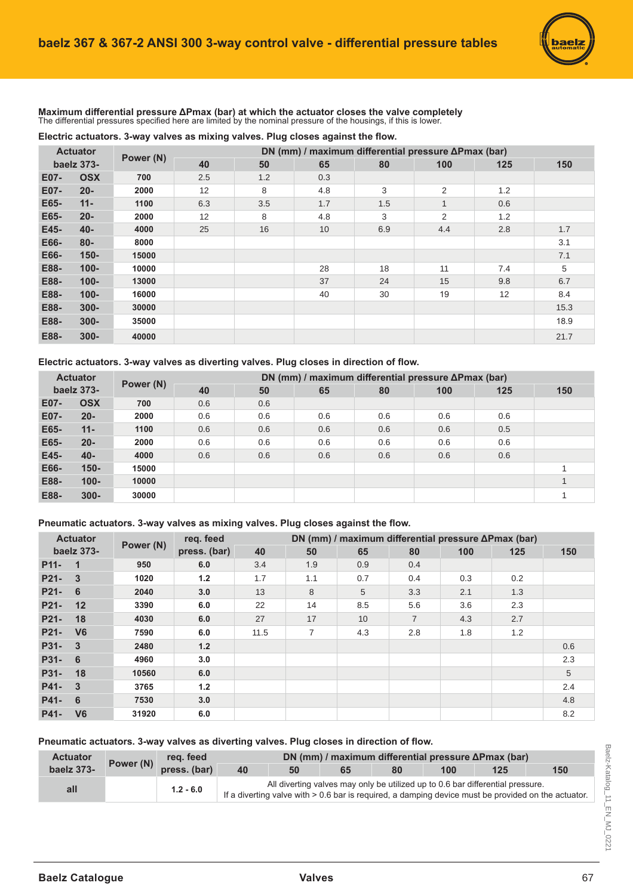# baelz 367 & 367-2 ANSI 300 3-way control valve - differential pressure tables

**Maximum differential pressure ΔPmax (bar) at which the actuator closes the valve completely**
The differential pressures specified here are limited by the nominal pressure of the housings, if this is lower.

**Electric actuators. 3-way valves as mixing valves. Plug closes against the flow.**

| Actuator baelz 373- | | Power (N) | DN (mm) / maximum differential pressure ΔPmax (bar) | | | | | | |
|---|---|---|---|---|---|---|---|---|---|
| | | | 40 | 50 | 65 | 80 | 100 | 125 | 150 |
| E07- | OSX | 700 | 2.5 | 1.2 | 0.3 | | | | |
| E07- | 20- | 2000 | 12 | 8 | 4.8 | 3 | 2 | 1.2 | |
| E65- | 11- | 1100 | 6.3 | 3.5 | 1.7 | 1.5 | 1 | 0.6 | |
| E65- | 20- | 2000 | 12 | 8 | 4.8 | 3 | 2 | 1.2 | |
| E45- | 40- | 4000 | 25 | 16 | 10 | 6.9 | 4.4 | 2.8 | 1.7 |
| E66- | 80- | 8000 | | | | | | | 3.1 |
| E66- | 150- | 15000 | | | | | | | 7.1 |
| E88- | 100- | 10000 | | | 28 | 18 | 11 | 7.4 | 5 |
| E88- | 100- | 13000 | | | 37 | 24 | 15 | 9.8 | 6.7 |
| E88- | 100- | 16000 | | | 40 | 30 | 19 | 12 | 8.4 |
| E88- | 300- | 30000 | | | | | | | 15.3 |
| E88- | 300- | 35000 | | | | | | | 18.9 |
| E88- | 300- | 40000 | | | | | | | 21.7 |

**Electric actuators. 3-way valves as diverting valves. Plug closes in direction of flow.**

| Actuator baelz 373- | | Power (N) | DN (mm) / maximum differential pressure ΔPmax (bar) | | | | | | |
|---|---|---|---|---|---|---|---|---|---|
| | | | 40 | 50 | 65 | 80 | 100 | 125 | 150 |
| E07- | OSX | 700 | 0.6 | 0.6 | | | | | |
| E07- | 20- | 2000 | 0.6 | 0.6 | 0.6 | 0.6 | 0.6 | 0.6 | |
| E65- | 11- | 1100 | 0.6 | 0.6 | 0.6 | 0.6 | 0.6 | 0.5 | |
| E65- | 20- | 2000 | 0.6 | 0.6 | 0.6 | 0.6 | 0.6 | 0.6 | |
| E45- | 40- | 4000 | 0.6 | 0.6 | 0.6 | 0.6 | 0.6 | 0.6 | |
| E66- | 150- | 15000 | | | | | | | 1 |
| E88- | 100- | 10000 | | | | | | | 1 |
| E88- | 300- | 30000 | | | | | | | 1 |

**Pneumatic actuators. 3-way valves as mixing valves. Plug closes against the flow.**

| Actuator baelz 373- | | Power (N) | req. feed press. (bar) | DN (mm) / maximum differential pressure ΔPmax (bar) | | | | | | |
|---|---|---|---|---|---|---|---|---|---|---|
| | | | | 40 | 50 | 65 | 80 | 100 | 125 | 150 |
| P11- | 1 | 950 | 6.0 | 3.4 | 1.9 | 0.9 | 0.4 | | | |
| P21- | 3 | 1020 | 1.2 | 1.7 | 1.1 | 0.7 | 0.4 | 0.3 | 0.2 | |
| P21- | 6 | 2040 | 3.0 | 13 | 8 | 5 | 3.3 | 2.1 | 1.3 | |
| P21- | 12 | 3390 | 6.0 | 22 | 14 | 8.5 | 5.6 | 3.6 | 2.3 | |
| P21- | 18 | 4030 | 6.0 | 27 | 17 | 10 | 7 | 4.3 | 2.7 | |
| P21- | V6 | 7590 | 6.0 | 11.5 | 7 | 4.3 | 2.8 | 1.8 | 1.2 | |
| P31- | 3 | 2480 | 1.2 | | | | | | | 0.6 |
| P31- | 6 | 4960 | 3.0 | | | | | | | 2.3 |
| P31- | 18 | 10560 | 6.0 | | | | | | | 5 |
| P41- | 3 | 3765 | 1.2 | | | | | | | 2.4 |
| P41- | 6 | 7530 | 3.0 | | | | | | | 4.8 |
| P41- | V6 | 31920 | 6.0 | | | | | | | 8.2 |

**Pneumatic actuators. 3-way valves as diverting valves. Plug closes in direction of flow.**

| Actuator baelz 373- | Power (N) | req. feed press. (bar) | DN (mm) / maximum differential pressure ΔPmax (bar) | | | | | | |
|---|---|---|---|---|---|---|---|---|---|
| | | | 40 | 50 | 65 | 80 | 100 | 125 | 150 |
| all | | 1.2 - 6.0 | All diverting valves may only be utilized up to 0.6 bar differential pressure. If a diverting valve with > 0.6 bar is required, a damping device must be provided on the actuator. | | | | | | |